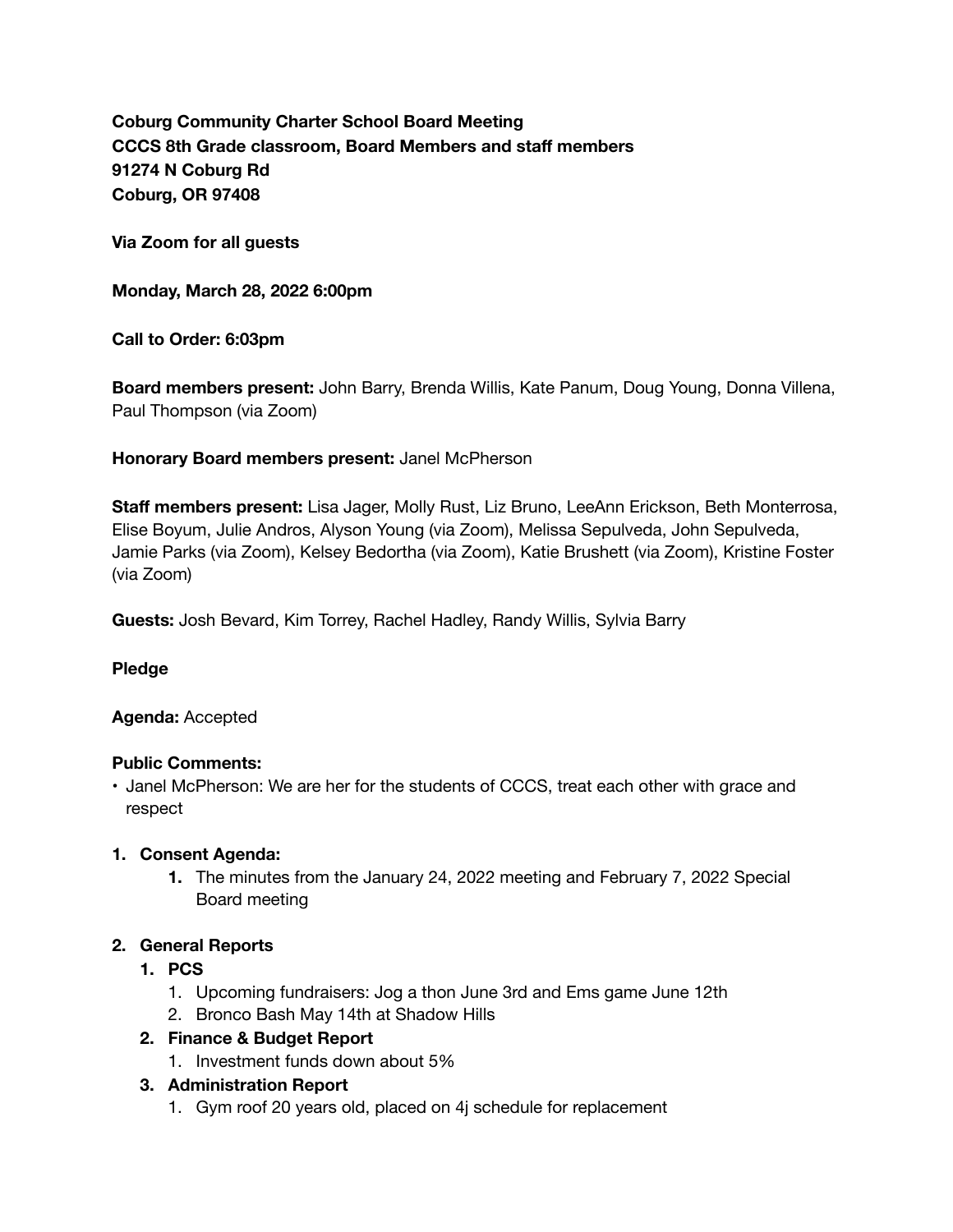**Coburg Community Charter School Board Meeting**
**CCCS 8th Grade classroom, Board Members and staff members**
**91274 N Coburg Rd**
**Coburg, OR 97408**

**Via Zoom for all guests**

**Monday, March 28, 2022 6:00pm**

**Call to Order: 6:03pm**

**Board members present:** John Barry, Brenda Willis, Kate Panum, Doug Young, Donna Villena, Paul Thompson (via Zoom)

**Honorary Board members present:** Janel McPherson

**Staff members present:** Lisa Jager, Molly Rust, Liz Bruno, LeeAnn Erickson, Beth Monterrosa, Elise Boyum, Julie Andros, Alyson Young (via Zoom), Melissa Sepulveda, John Sepulveda, Jamie Parks (via Zoom), Kelsey Bedortha (via Zoom), Katie Brushett (via Zoom), Kristine Foster (via Zoom)

**Guests:** Josh Bevard, Kim Torrey, Rachel Hadley, Randy Willis, Sylvia Barry

**Pledge**

**Agenda:** Accepted

**Public Comments:**

- Janel McPherson: We are her for the students of CCCS, treat each other with grace and respect

1. **Consent Agenda:**
    1. The minutes from the January 24, 2022 meeting and February 7, 2022 Special Board meeting
2. **General Reports**
    1. **PCS**
        1. Upcoming fundraisers: Jog a thon June 3rd and Ems game June 12th
        2. Bronco Bash May 14th at Shadow Hills
    2. **Finance & Budget Report**
        1. Investment funds down about 5%
    3. **Administration Report**
        1. Gym roof 20 years old, placed on 4j schedule for replacement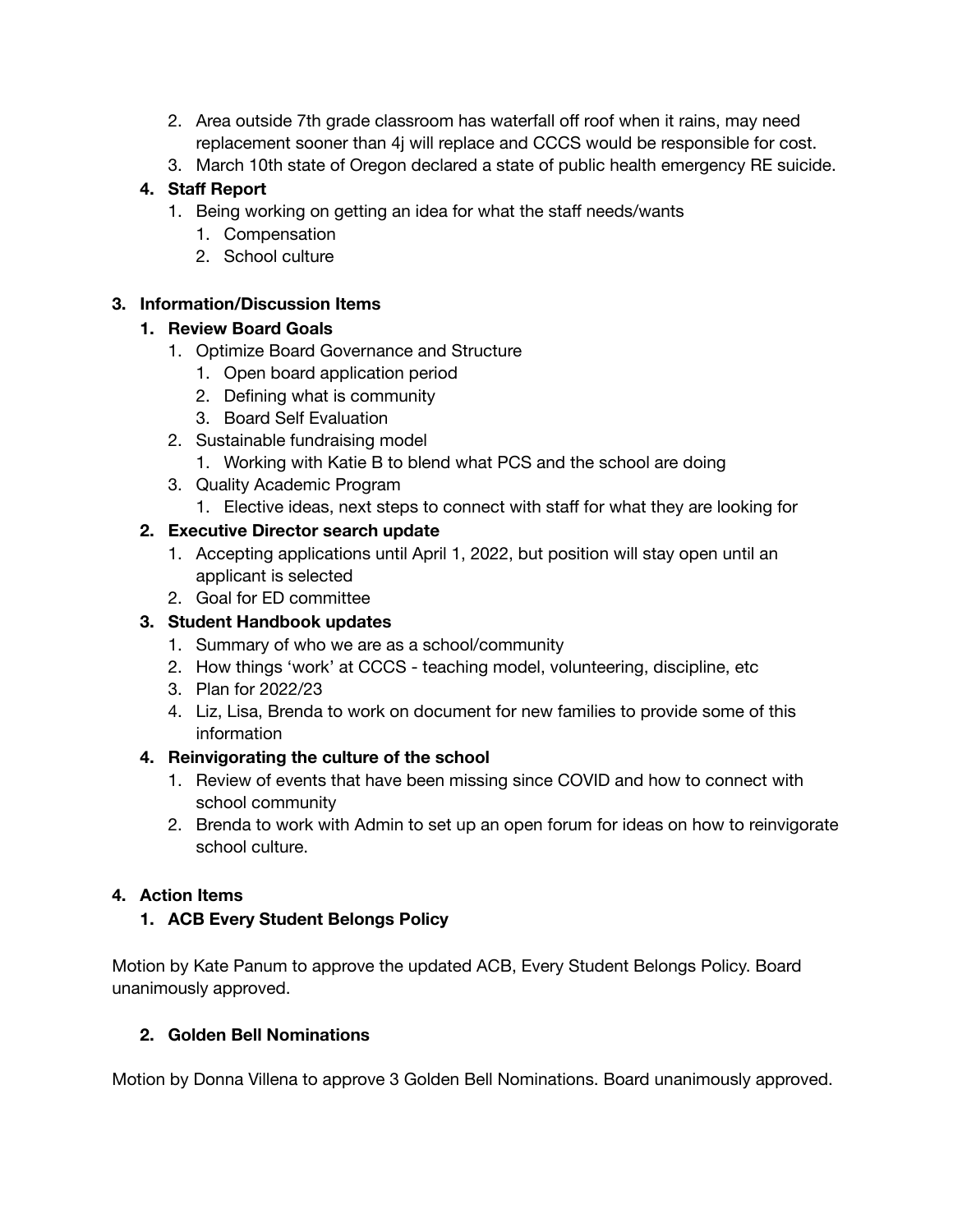2. Area outside 7th grade classroom has waterfall off roof when it rains, may need replacement sooner than 4j will replace and CCCS would be responsible for cost.
3. March 10th state of Oregon declared a state of public health emergency RE suicide.

**4. Staff Report**

1. Being working on getting an idea for what the staff needs/wants
    1. Compensation
    2. School culture

## 3. Information/Discussion Items

### 1. Review Board Goals

1. Optimize Board Governance and Structure
    1. Open board application period
    2. Defining what is community
    3. Board Self Evaluation
2. Sustainable fundraising model
    1. Working with Katie B to blend what PCS and the school are doing
3. Quality Academic Program
    1. Elective ideas, next steps to connect with staff for what they are looking for

### 2. Executive Director search update

1. Accepting applications until April 1, 2022, but position will stay open until an applicant is selected
2. Goal for ED committee

### 3. Student Handbook updates

1. Summary of who we are as a school/community
2. How things 'work' at CCCS - teaching model, volunteering, discipline, etc
3. Plan for 2022/23
4. Liz, Lisa, Brenda to work on document for new families to provide some of this information

### 4. Reinvigorating the culture of the school

1. Review of events that have been missing since COVID and how to connect with school community
2. Brenda to work with Admin to set up an open forum for ideas on how to reinvigorate school culture.

## 4. Action Items

### 1. ACB Every Student Belongs Policy

Motion by Kate Panum to approve the updated ACB, Every Student Belongs Policy. Board unanimously approved.

### 2. Golden Bell Nominations

Motion by Donna Villena to approve 3 Golden Bell Nominations. Board unanimously approved.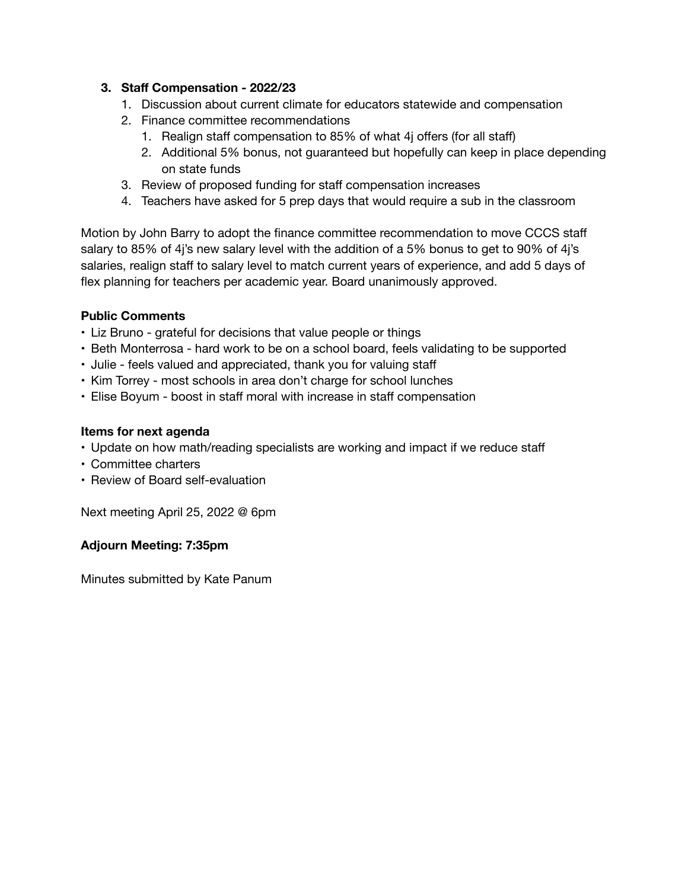3. **Staff Compensation - 2022/23**
    1. Discussion about current climate for educators statewide and compensation
    2. Finance committee recommendations
        1. Realign staff compensation to 85% of what 4j offers (for all staff)
        2. Additional 5% bonus, not guaranteed but hopefully can keep in place depending on state funds
    3. Review of proposed funding for staff compensation increases
    4. Teachers have asked for 5 prep days that would require a sub in the classroom

Motion by John Barry to adopt the finance committee recommendation to move CCCS staff salary to 85% of 4j's new salary level with the addition of a 5% bonus to get to 90% of 4j's salaries, realign staff to salary level to match current years of experience, and add 5 days of flex planning for teachers per academic year. Board unanimously approved.

**Public Comments**

- Liz Bruno - grateful for decisions that value people or things
- Beth Monterrosa - hard work to be on a school board, feels validating to be supported
- Julie - feels valued and appreciated, thank you for valuing staff
- Kim Torrey - most schools in area don't charge for school lunches
- Elise Boyum - boost in staff moral with increase in staff compensation

**Items for next agenda**

- Update on how math/reading specialists are working and impact if we reduce staff
- Committee charters
- Review of Board self-evaluation

Next meeting April 25, 2022 @ 6pm

**Adjourn Meeting: 7:35pm**

Minutes submitted by Kate Panum